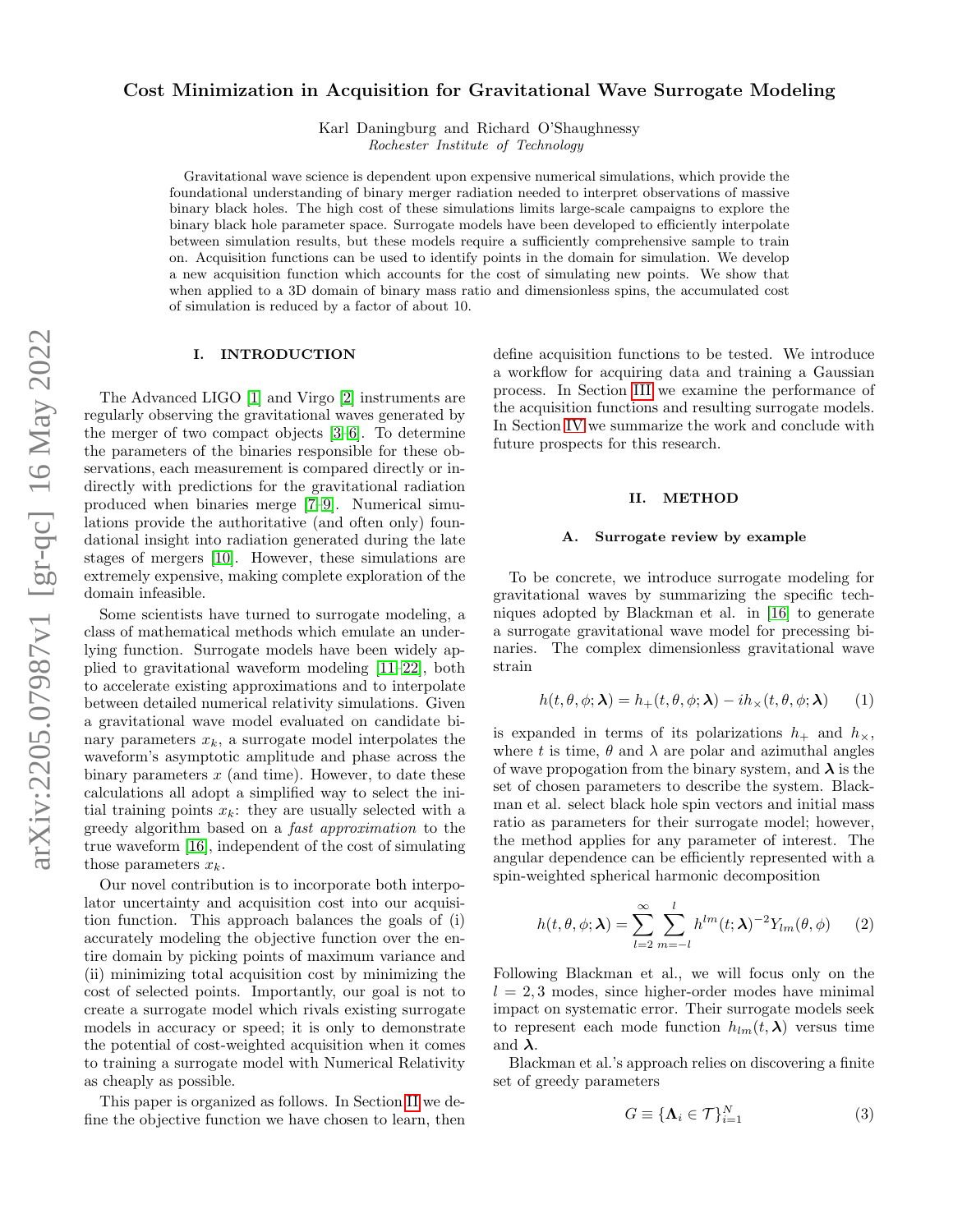# Cost Minimization in Acquisition for Gravitational Wave Surrogate Modeling

Karl Daningburg and Richard O'Shaughnessy
*Rochester Institute of Technology*

Gravitational wave science is dependent upon expensive numerical simulations, which provide the foundational understanding of binary merger radiation needed to interpret observations of massive binary black holes. The high cost of these simulations limits large-scale campaigns to explore the binary black hole parameter space. Surrogate models have been developed to efficiently interpolate between simulation results, but these models require a sufficiently comprehensive sample to train on. Acquisition functions can be used to identify points in the domain for simulation. We develop a new acquisition function which accounts for the cost of simulating new points. We show that when applied to a 3D domain of binary mass ratio and dimensionless spins, the accumulated cost of simulation is reduced by a factor of about 10.

## I. INTRODUCTION

The Advanced LIGO [1] and Virgo [2] instruments are regularly observing the gravitational waves generated by the merger of two compact objects [3–6]. To determine the parameters of the binaries responsible for these observations, each measurement is compared directly or indirectly with predictions for the gravitational radiation produced when binaries merge [7–9]. Numerical simulations provide the authoritative (and often only) foundational insight into radiation generated during the late stages of mergers [10]. However, these simulations are extremely expensive, making complete exploration of the domain infeasible.

Some scientists have turned to surrogate modeling, a class of mathematical methods which emulate an underlying function. Surrogate models have been widely applied to gravitational waveform modeling [11–22], both to accelerate existing approximations and to interpolate between detailed numerical relativity simulations. Given a gravitational wave model evaluated on candidate binary parameters $x_k$, a surrogate model interpolates the waveform's asymptotic amplitude and phase across the binary parameters $x$ (and time). However, to date these calculations all adopt a simplified way to select the initial training points $x_k$: they are usually selected with a greedy algorithm based on a *fast approximation* to the true waveform [16], independent of the cost of simulating those parameters $x_k$.

Our novel contribution is to incorporate both interpolator uncertainty and acquisition cost into our acquisition function. This approach balances the goals of (i) accurately modeling the objective function over the entire domain by picking points of maximum variance and (ii) minimizing total acquisition cost by minimizing the cost of selected points. Importantly, our goal is not to create a surrogate model which rivals existing surrogate models in accuracy or speed; it is only to demonstrate the potential of cost-weighted acquisition when it comes to training a surrogate model with Numerical Relativity as cheaply as possible.

This paper is organized as follows. In Section II we define the objective function we have chosen to learn, then define acquisition functions to be tested. We introduce a workflow for acquiring data and training a Gaussian process. In Section III we examine the performance of the acquisition functions and resulting surrogate models. In Section IV we summarize the work and conclude with future prospects for this research.

## II. METHOD

### A. Surrogate review by example

To be concrete, we introduce surrogate modeling for gravitational waves by summarizing the specific techniques adopted by Blackman et al. in [16] to generate a surrogate gravitational wave model for precessing binaries. The complex dimensionless gravitational wave strain

$$h(t, \theta, \phi; \boldsymbol{\lambda}) = h_+(t, \theta, \phi; \boldsymbol{\lambda}) - i h_\times(t, \theta, \phi; \boldsymbol{\lambda}) \qquad (1)$$

is expanded in terms of its polarizations $h_+$ and $h_\times$, where $t$ is time, $\theta$ and $\lambda$ are polar and azimuthal angles of wave propogation from the binary system, and $\boldsymbol{\lambda}$ is the set of chosen parameters to describe the system. Blackman et al. select black hole spin vectors and initial mass ratio as parameters for their surrogate model; however, the method applies for any parameter of interest. The angular dependence can be efficiently represented with a spin-weighted spherical harmonic decomposition

$$h(t, \theta, \phi; \boldsymbol{\lambda}) = \sum_{l=2}^{\infty} \sum_{m=-l}^{l} h^{lm}(t; \boldsymbol{\lambda})^{-2}Y_{lm}(\theta, \phi) \qquad (2)$$

Following Blackman et al., we will focus only on the $l = 2, 3$ modes, since higher-order modes have minimal impact on systematic error. Their surrogate models seek to represent each mode function $h_{lm}(t, \boldsymbol{\lambda})$ versus time and $\boldsymbol{\lambda}$.

Blackman et al.'s approach relies on discovering a finite set of greedy parameters

$$G \equiv \{\boldsymbol{\Lambda}_i \in \mathcal{T}\}_{i=1}^{N} \qquad (3)$$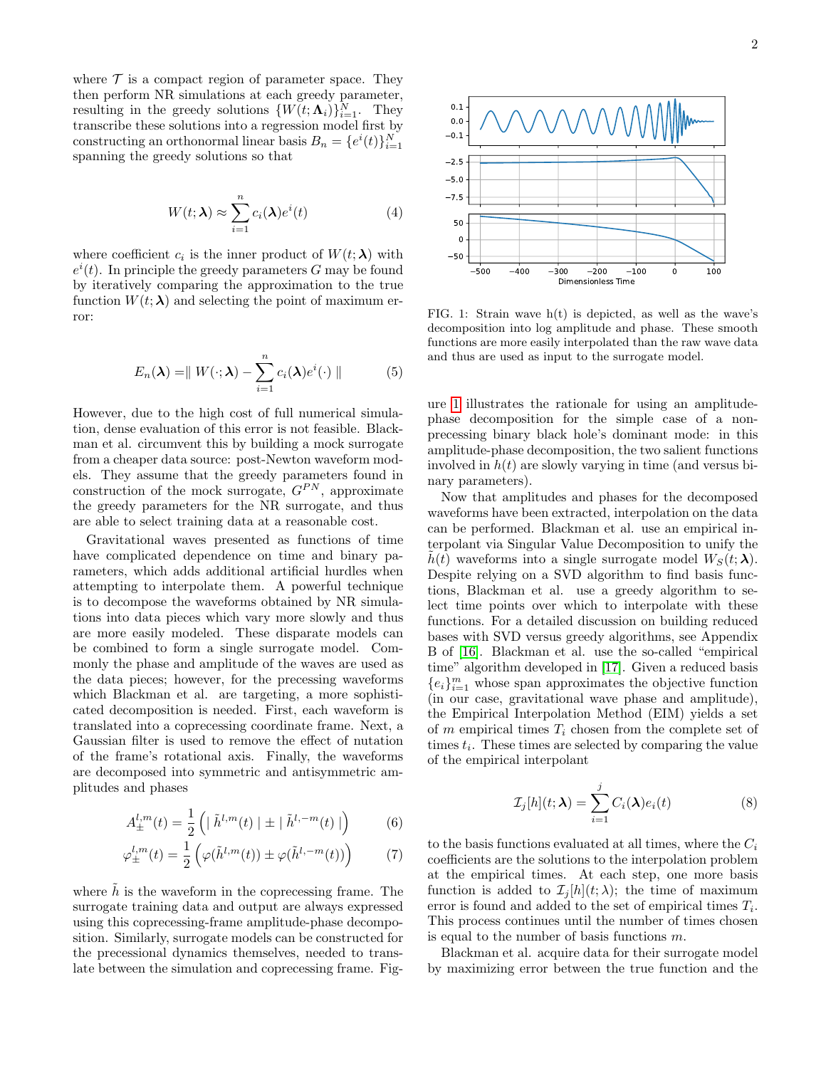where $\mathcal{T}$ is a compact region of parameter space. They then perform NR simulations at each greedy parameter, resulting in the greedy solutions $\{W(t; \mathbf{\Lambda}_i)\}_{i=1}^N$. They transcribe these solutions into a regression model first by constructing an orthonormal linear basis $B_n = \{e^i(t)\}_{i=1}^N$ spanning the greedy solutions so that

$$W(t; \boldsymbol{\lambda}) \approx \sum_{i=1}^{n} c_i(\boldsymbol{\lambda}) e^i(t) \tag{4}$$

where coefficient $c_i$ is the inner product of $W(t; \boldsymbol{\lambda})$ with $e^i(t)$. In principle the greedy parameters $G$ may be found by iteratively comparing the approximation to the true function $W(t; \boldsymbol{\lambda})$ and selecting the point of maximum error:

$$E_n(\boldsymbol{\lambda}) = \| W(\cdot; \boldsymbol{\lambda}) - \sum_{i=1}^{n} c_i(\boldsymbol{\lambda}) e^i(\cdot) \| \tag{5}$$

However, due to the high cost of full numerical simulation, dense evaluation of this error is not feasible. Blackman et al. circumvent this by building a mock surrogate from a cheaper data source: post-Newton waveform models. They assume that the greedy parameters found in construction of the mock surrogate, $G^{PN}$, approximate the greedy parameters for the NR surrogate, and thus are able to select training data at a reasonable cost.

Gravitational waves presented as functions of time have complicated dependence on time and binary parameters, which adds additional artificial hurdles when attempting to interpolate them. A powerful technique is to decompose the waveforms obtained by NR simulations into data pieces which vary more slowly and thus are more easily modeled. These disparate models can be combined to form a single surrogate model. Commonly the phase and amplitude of the waves are used as the data pieces; however, for the precessing waveforms which Blackman et al. are targeting, a more sophisticated decomposition is needed. First, each waveform is translated into a coprecessing coordinate frame. Next, a Gaussian filter is used to remove the effect of nutation of the frame's rotational axis. Finally, the waveforms are decomposed into symmetric and antisymmetric amplitudes and phases

$$A_{\pm}^{l,m}(t) = \frac{1}{2}\left( | \, \tilde{h}^{l,m}(t) \, | \pm | \, \tilde{h}^{l,-m}(t) \, | \right) \tag{6}$$

$$\varphi_{\pm}^{l,m}(t) = \frac{1}{2}\left( \varphi(\tilde{h}^{l,m}(t)) \pm \varphi(\tilde{h}^{l,-m}(t)) \right) \tag{7}$$

where $\tilde{h}$ is the waveform in the coprecessing frame. The surrogate training data and output are always expressed using this coprecessing-frame amplitude-phase decomposition. Similarly, surrogate models can be constructed for the precessional dynamics themselves, needed to translate between the simulation and coprecessing frame. Figure 1 illustrates the rationale for using an amplitude-phase decomposition for the simple case of a non-precessing binary black hole's dominant mode: in this amplitude-phase decomposition, the two salient functions involved in $h(t)$ are slowly varying in time (and versus binary parameters).

FIG. 1: Strain wave h(t) is depicted, as well as the wave's decomposition into log amplitude and phase. These smooth functions are more easily interpolated than the raw wave data and thus are used as input to the surrogate model.

Now that amplitudes and phases for the decomposed waveforms have been extracted, interpolation on the data can be performed. Blackman et al. use an empirical interpolant via Singular Value Decomposition to unify the $\tilde{h}(t)$ waveforms into a single surrogate model $W_S(t; \boldsymbol{\lambda})$. Despite relying on a SVD algorithm to find basis functions, Blackman et al. use a greedy algorithm to select time points over which to interpolate with these functions. For a detailed discussion on building reduced bases with SVD versus greedy algorithms, see Appendix B of [16]. Blackman et al. use the so-called "empirical time" algorithm developed in [17]. Given a reduced basis $\{e_i\}_{i=1}^m$ whose span approximates the objective function (in our case, gravitational wave phase and amplitude), the Empirical Interpolation Method (EIM) yields a set of $m$ empirical times $T_i$ chosen from the complete set of times $t_i$. These times are selected by comparing the value of the empirical interpolant

$$\mathcal{I}_j[h](t; \boldsymbol{\lambda}) = \sum_{i=1}^{j} C_i(\boldsymbol{\lambda}) e_i(t) \tag{8}$$

to the basis functions evaluated at all times, where the $C_i$ coefficients are the solutions to the interpolation problem at the empirical times. At each step, one more basis function is added to $\mathcal{I}_j[h](t; \lambda)$; the time of maximum error is found and added to the set of empirical times $T_i$. This process continues until the number of times chosen is equal to the number of basis functions $m$.

Blackman et al. acquire data for their surrogate model by maximizing error between the true function and the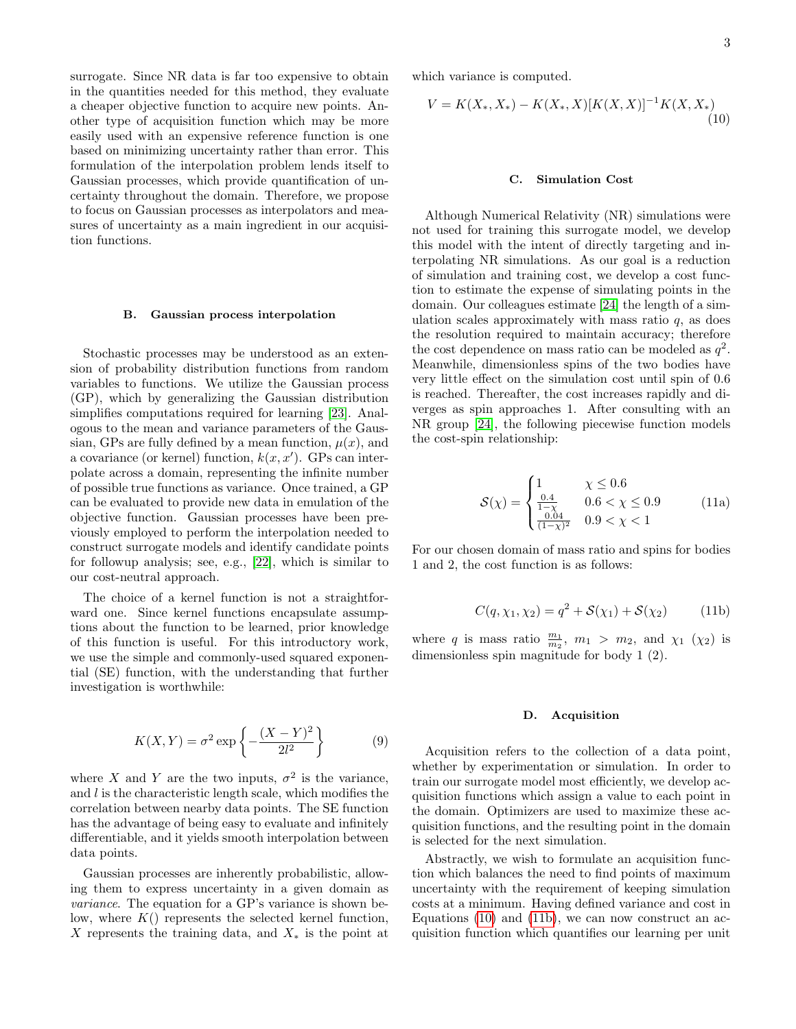surrogate. Since NR data is far too expensive to obtain in the quantities needed for this method, they evaluate a cheaper objective function to acquire new points. Another type of acquisition function which may be more easily used with an expensive reference function is one based on minimizing uncertainty rather than error. This formulation of the interpolation problem lends itself to Gaussian processes, which provide quantification of uncertainty throughout the domain. Therefore, we propose to focus on Gaussian processes as interpolators and measures of uncertainty as a main ingredient in our acquisition functions.

### B. Gaussian process interpolation

Stochastic processes may be understood as an extension of probability distribution functions from random variables to functions. We utilize the Gaussian process (GP), which by generalizing the Gaussian distribution simplifies computations required for learning [23]. Analogous to the mean and variance parameters of the Gaussian, GPs are fully defined by a mean function, $\mu(x)$, and a covariance (or kernel) function, $k(x, x')$. GPs can interpolate across a domain, representing the infinite number of possible true functions as variance. Once trained, a GP can be evaluated to provide new data in emulation of the objective function. Gaussian processes have been previously employed to perform the interpolation needed to construct surrogate models and identify candidate points for followup analysis; see, e.g., [22], which is similar to our cost-neutral approach.

The choice of a kernel function is not a straightforward one. Since kernel functions encapsulate assumptions about the function to be learned, prior knowledge of this function is useful. For this introductory work, we use the simple and commonly-used squared exponential (SE) function, with the understanding that further investigation is worthwhile:

$$K(X, Y) = \sigma^2 \exp\left\{-\frac{(X-Y)^2}{2l^2}\right\} \tag{9}$$

where $X$ and $Y$ are the two inputs, $\sigma^2$ is the variance, and $l$ is the characteristic length scale, which modifies the correlation between nearby data points. The SE function has the advantage of being easy to evaluate and infinitely differentiable, and it yields smooth interpolation between data points.

Gaussian processes are inherently probabilistic, allowing them to express uncertainty in a given domain as *variance*. The equation for a GP's variance is shown below, where $K()$ represents the selected kernel function, $X$ represents the training data, and $X_*$ is the point at which variance is computed.

$$V = K(X_*, X_*) - K(X_*, X)[K(X, X)]^{-1} K(X, X_*) \tag{10}$$

### C. Simulation Cost

Although Numerical Relativity (NR) simulations were not used for training this surrogate model, we develop this model with the intent of directly targeting and interpolating NR simulations. As our goal is a reduction of simulation and training cost, we develop a cost function to estimate the expense of simulating points in the domain. Our colleagues estimate [24] the length of a simulation scales approximately with mass ratio $q$, as does the resolution required to maintain accuracy; therefore the cost dependence on mass ratio can be modeled as $q^2$. Meanwhile, dimensionless spins of the two bodies have very little effect on the simulation cost until spin of 0.6 is reached. Thereafter, the cost increases rapidly and diverges as spin approaches 1. After consulting with an NR group [24], the following piecewise function models the cost-spin relationship:

$$\mathcal{S}(\chi) = \begin{cases} 1 & \chi \leq 0.6 \\ \frac{0.4}{1-\chi} & 0.6 < \chi \leq 0.9 \\ \frac{0.04}{(1-\chi)^2} & 0.9 < \chi < 1 \end{cases} \tag{11a}$$

For our chosen domain of mass ratio and spins for bodies 1 and 2, the cost function is as follows:

$$C(q, \chi_1, \chi_2) = q^2 + \mathcal{S}(\chi_1) + \mathcal{S}(\chi_2) \tag{11b}$$

where $q$ is mass ratio $\frac{m_1}{m_2}$, $m_1 > m_2$, and $\chi_1$ ($\chi_2$) is dimensionless spin magnitude for body 1 (2).

### D. Acquisition

Acquisition refers to the collection of a data point, whether by experimentation or simulation. In order to train our surrogate model most efficiently, we develop acquisition functions which assign a value to each point in the domain. Optimizers are used to maximize these acquisition functions, and the resulting point in the domain is selected for the next simulation.

Abstractly, we wish to formulate an acquisition function which balances the need to find points of maximum uncertainty with the requirement of keeping simulation costs at a minimum. Having defined variance and cost in Equations (10) and (11b), we can now construct an acquisition function which quantifies our learning per unit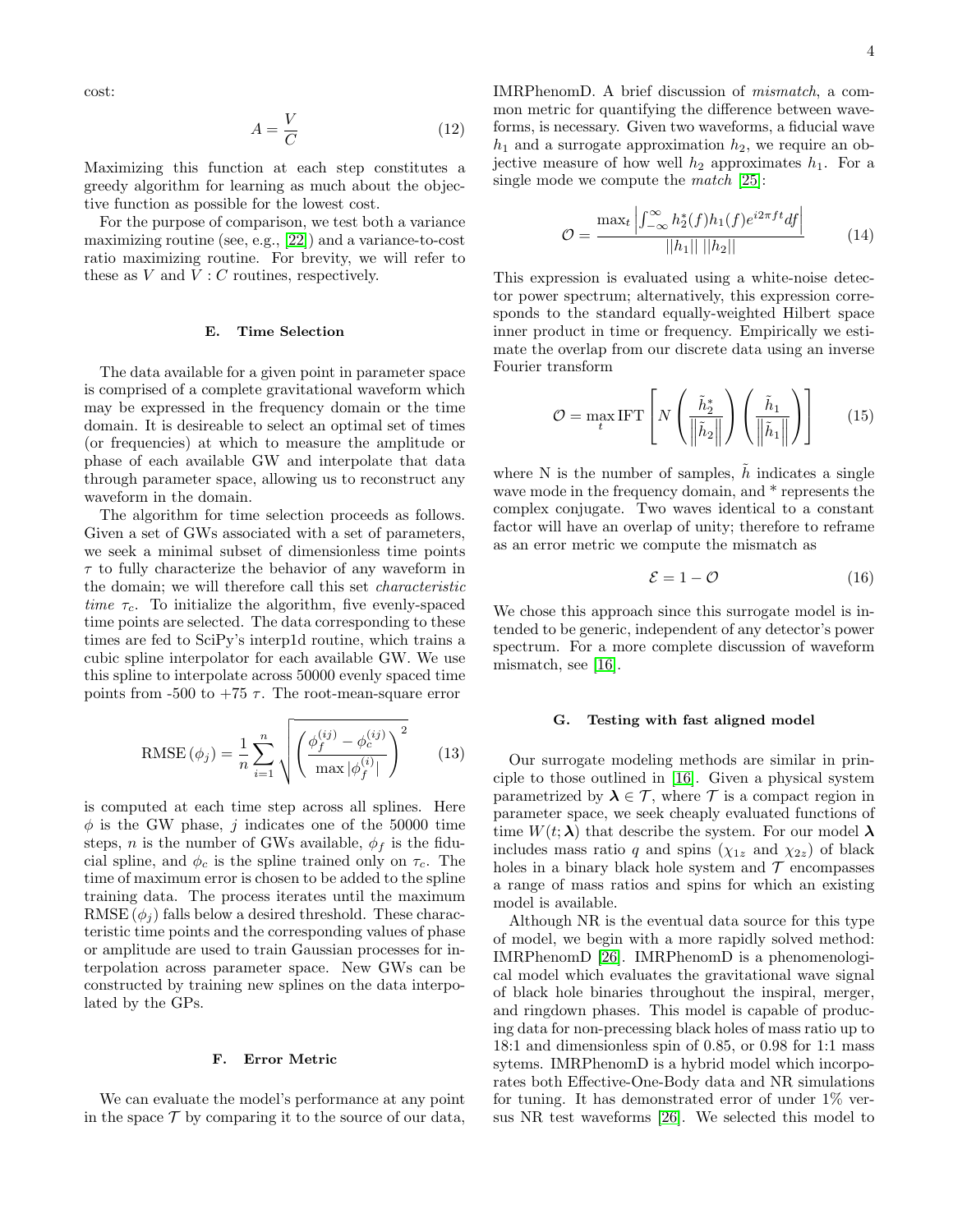cost:

$$A = \frac{V}{C} \tag{12}$$

Maximizing this function at each step constitutes a greedy algorithm for learning as much about the objective function as possible for the lowest cost.

For the purpose of comparison, we test both a variance maximizing routine (see, e.g., [22]) and a variance-to-cost ratio maximizing routine. For brevity, we will refer to these as $V$ and $V : C$ routines, respectively.

### E. Time Selection

The data available for a given point in parameter space is comprised of a complete gravitational waveform which may be expressed in the frequency domain or the time domain. It is desireable to select an optimal set of times (or frequencies) at which to measure the amplitude or phase of each available GW and interpolate that data through parameter space, allowing us to reconstruct any waveform in the domain.

The algorithm for time selection proceeds as follows. Given a set of GWs associated with a set of parameters, we seek a minimal subset of dimensionless time points $\tau$ to fully characterize the behavior of any waveform in the domain; we will therefore call this set *characteristic time* $\tau_c$. To initialize the algorithm, five evenly-spaced time points are selected. The data corresponding to these times are fed to SciPy's interp1d routine, which trains a cubic spline interpolator for each available GW. We use this spline to interpolate across 50000 evenly spaced time points from -500 to +75 $\tau$. The root-mean-square error

$$\text{RMSE}\left(\phi_j\right) = \frac{1}{n}\sum_{i=1}^{n}\sqrt{\left(\frac{\phi_f^{(ij)} - \phi_c^{(ij)}}{\max|\phi_f^{(i)}|}\right)^2} \tag{13}$$

is computed at each time step across all splines. Here $\phi$ is the GW phase, $j$ indicates one of the 50000 time steps, $n$ is the number of GWs available, $\phi_f$ is the fiducial spline, and $\phi_c$ is the spline trained only on $\tau_c$. The time of maximum error is chosen to be added to the spline training data. The process iterates until the maximum $\text{RMSE}\left(\phi_j\right)$ falls below a desired threshold. These characteristic time points and the corresponding values of phase or amplitude are used to train Gaussian processes for interpolation across parameter space. New GWs can be constructed by training new splines on the data interpolated by the GPs.

### F. Error Metric

We can evaluate the model's performance at any point in the space $\mathcal{T}$ by comparing it to the source of our data, IMRPhenomD. A brief discussion of *mismatch*, a common metric for quantifying the difference between waveforms, is necessary. Given two waveforms, a fiducial wave $h_1$ and a surrogate approximation $h_2$, we require an objective measure of how well $h_2$ approximates $h_1$. For a single mode we compute the *match* [25]:

$$\mathcal{O} = \frac{\max_t \left|\int_{-\infty}^{\infty} h_2^*(f) h_1(f) e^{i2\pi f t} df\right|}{||h_1||\ ||h_2||} \tag{14}$$

This expression is evaluated using a white-noise detector power spectrum; alternatively, this expression corresponds to the standard equally-weighted Hilbert space inner product in time or frequency. Empirically we estimate the overlap from our discrete data using an inverse Fourier transform

$$\mathcal{O} = \max_t \text{IFT}\left[N\left(\frac{\tilde{h}_2^*}{\left\|\tilde{h}_2\right\|}\right)\left(\frac{\tilde{h}_1}{\left\|\tilde{h}_1\right\|}\right)\right] \tag{15}$$

where N is the number of samples, $\tilde{h}$ indicates a single wave mode in the frequency domain, and * represents the complex conjugate. Two waves identical to a constant factor will have an overlap of unity; therefore to reframe as an error metric we compute the mismatch as

$$\mathcal{E} = 1 - \mathcal{O} \tag{16}$$

We chose this approach since this surrogate model is intended to be generic, independent of any detector's power spectrum. For a more complete discussion of waveform mismatch, see [16].

### G. Testing with fast aligned model

Our surrogate modeling methods are similar in principle to those outlined in [16]. Given a physical system parametrized by $\boldsymbol{\lambda} \in \mathcal{T}$, where $\mathcal{T}$ is a compact region in parameter space, we seek cheaply evaluated functions of time $W(t;\boldsymbol{\lambda})$ that describe the system. For our model $\boldsymbol{\lambda}$ includes mass ratio $q$ and spins ($\chi_{1z}$ and $\chi_{2z}$) of black holes in a binary black hole system and $\mathcal{T}$ encompasses a range of mass ratios and spins for which an existing model is available.

Although NR is the eventual data source for this type of model, we begin with a more rapidly solved method: IMRPhenomD [26]. IMRPhenomD is a phenomenological model which evaluates the gravitational wave signal of black hole binaries throughout the inspiral, merger, and ringdown phases. This model is capable of producing data for non-precessing black holes of mass ratio up to 18:1 and dimensionless spin of 0.85, or 0.98 for 1:1 mass sytems. IMRPhenomD is a hybrid model which incorporates both Effective-One-Body data and NR simulations for tuning. It has demonstrated error of under 1% versus NR test waveforms [26]. We selected this model to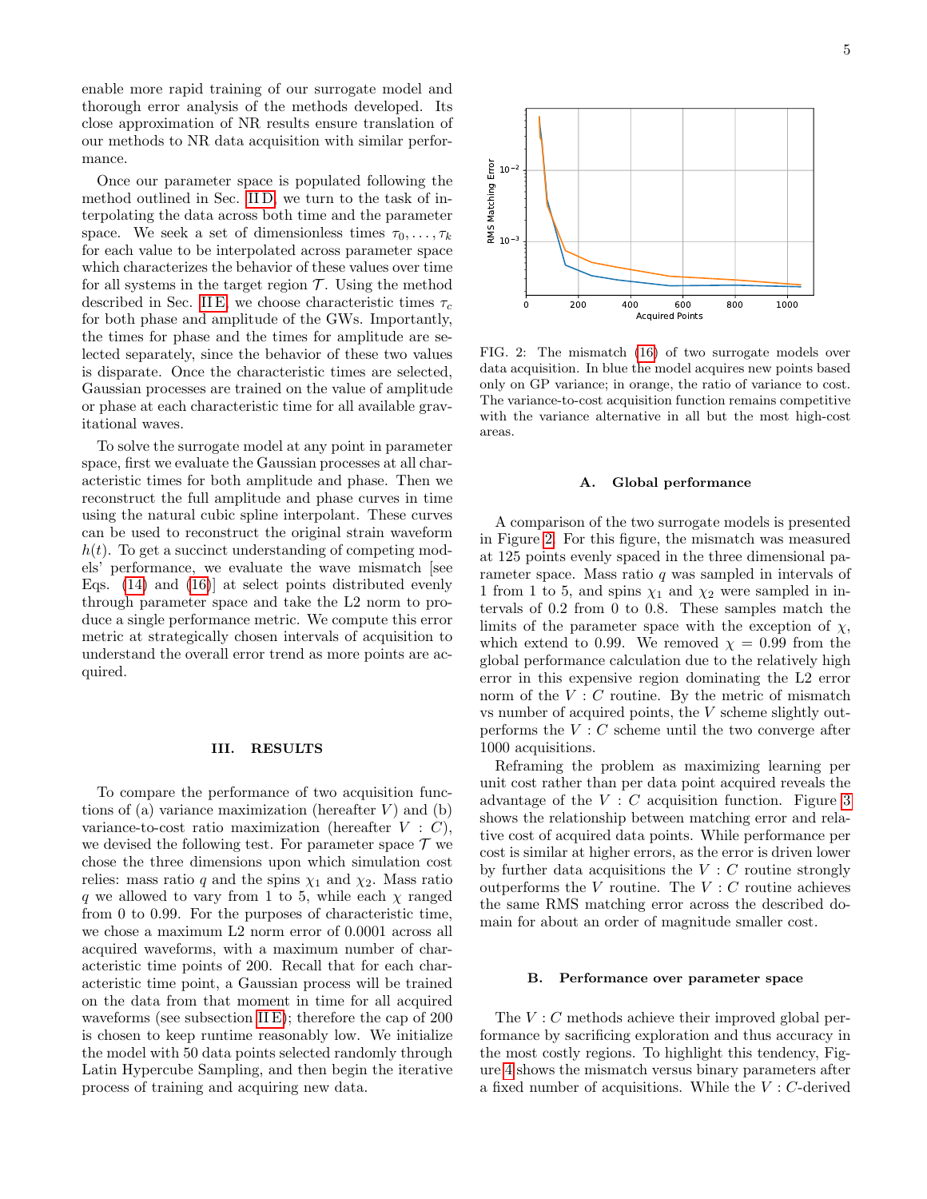enable more rapid training of our surrogate model and thorough error analysis of the methods developed. Its close approximation of NR results ensure translation of our methods to NR data acquisition with similar performance.

Once our parameter space is populated following the method outlined in Sec. II D, we turn to the task of interpolating the data across both time and the parameter space. We seek a set of dimensionless times $\tau_0, \ldots, \tau_k$ for each value to be interpolated across parameter space which characterizes the behavior of these values over time for all systems in the target region $\mathcal{T}$. Using the method described in Sec. II E, we choose characteristic times $\tau_c$ for both phase and amplitude of the GWs. Importantly, the times for phase and the times for amplitude are selected separately, since the behavior of these two values is disparate. Once the characteristic times are selected, Gaussian processes are trained on the value of amplitude or phase at each characteristic time for all available gravitational waves.

To solve the surrogate model at any point in parameter space, first we evaluate the Gaussian processes at all characteristic times for both amplitude and phase. Then we reconstruct the full amplitude and phase curves in time using the natural cubic spline interpolant. These curves can be used to reconstruct the original strain waveform $h(t)$. To get a succinct understanding of competing models' performance, we evaluate the wave mismatch [see Eqs. (14) and (16)] at select points distributed evenly through parameter space and take the L2 norm to produce a single performance metric. We compute this error metric at strategically chosen intervals of acquisition to understand the overall error trend as more points are acquired.

## III. RESULTS

To compare the performance of two acquisition functions of (a) variance maximization (hereafter $V$) and (b) variance-to-cost ratio maximization (hereafter $V : C$), we devised the following test. For parameter space $\mathcal{T}$ we chose the three dimensions upon which simulation cost relies: mass ratio $q$ and the spins $\chi_1$ and $\chi_2$. Mass ratio $q$ we allowed to vary from 1 to 5, while each $\chi$ ranged from 0 to 0.99. For the purposes of characteristic time, we chose a maximum L2 norm error of 0.0001 across all acquired waveforms, with a maximum number of characteristic time points of 200. Recall that for each characteristic time point, a Gaussian process will be trained on the data from that moment in time for all acquired waveforms (see subsection II E); therefore the cap of 200 is chosen to keep runtime reasonably low. We initialize the model with 50 data points selected randomly through Latin Hypercube Sampling, and then begin the iterative process of training and acquiring new data.

FIG. 2: The mismatch (16) of two surrogate models over data acquisition. In blue the model acquires new points based only on GP variance; in orange, the ratio of variance to cost. The variance-to-cost acquisition function remains competitive with the variance alternative in all but the most high-cost areas.

### A. Global performance

A comparison of the two surrogate models is presented in Figure 2. For this figure, the mismatch was measured at 125 points evenly spaced in the three dimensional parameter space. Mass ratio $q$ was sampled in intervals of 1 from 1 to 5, and spins $\chi_1$ and $\chi_2$ were sampled in intervals of 0.2 from 0 to 0.8. These samples match the limits of the parameter space with the exception of $\chi$, which extend to 0.99. We removed $\chi = 0.99$ from the global performance calculation due to the relatively high error in this expensive region dominating the L2 error norm of the $V : C$ routine. By the metric of mismatch vs number of acquired points, the $V$ scheme slightly outperforms the $V : C$ scheme until the two converge after 1000 acquisitions.

Reframing the problem as maximizing learning per unit cost rather than per data point acquired reveals the advantage of the $V : C$ acquisition function. Figure 3 shows the relationship between matching error and relative cost of acquired data points. While performance per cost is similar at higher errors, as the error is driven lower by further data acquisitions the $V : C$ routine strongly outperforms the $V$ routine. The $V : C$ routine achieves the same RMS matching error across the described domain for about an order of magnitude smaller cost.

### B. Performance over parameter space

The $V : C$ methods achieve their improved global performance by sacrificing exploration and thus accuracy in the most costly regions. To highlight this tendency, Figure 4 shows the mismatch versus binary parameters after a fixed number of acquisitions. While the $V : C$-derived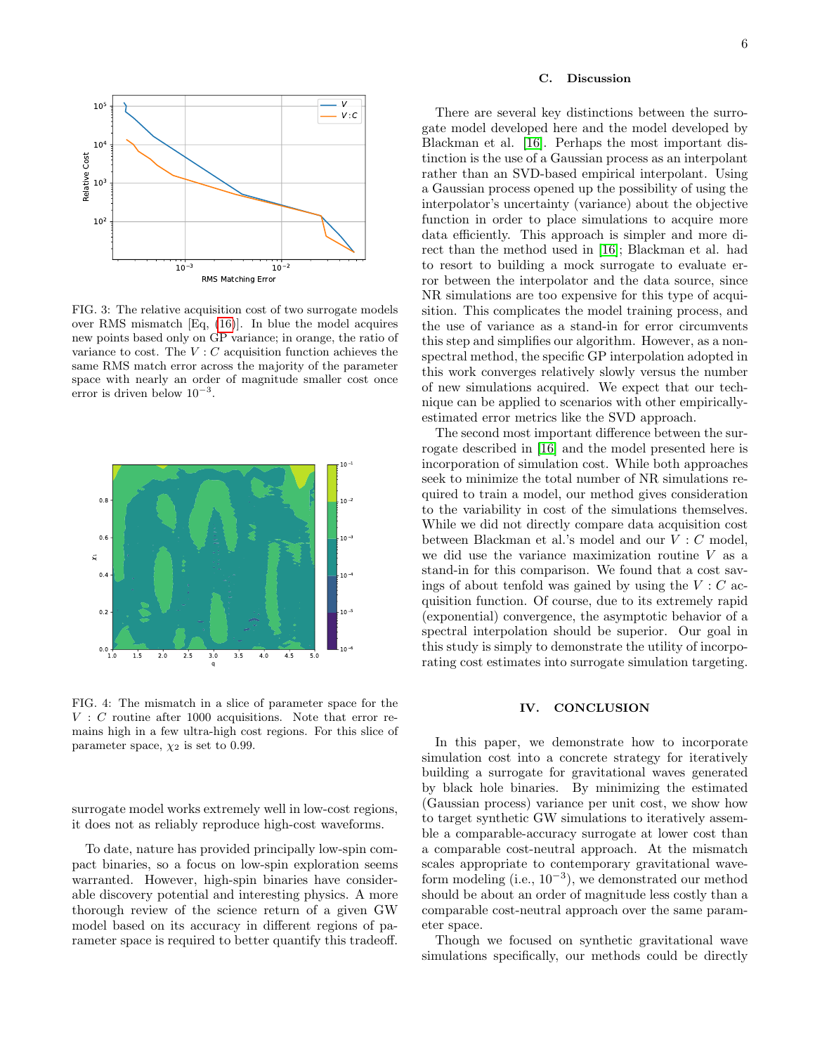FIG. 3: The relative acquisition cost of two surrogate models over RMS mismatch [Eq, (16)]. In blue the model acquires new points based only on GP variance; in orange, the ratio of variance to cost. The $V : C$ acquisition function achieves the same RMS match error across the majority of the parameter space with nearly an order of magnitude smaller cost once error is driven below $10^{-3}$.

FIG. 4: The mismatch in a slice of parameter space for the $V : C$ routine after 1000 acquisitions. Note that error remains high in a few ultra-high cost regions. For this slice of parameter space, $\chi_2$ is set to 0.99.

surrogate model works extremely well in low-cost regions, it does not as reliably reproduce high-cost waveforms.

To date, nature has provided principally low-spin compact binaries, so a focus on low-spin exploration seems warranted. However, high-spin binaries have considerable discovery potential and interesting physics. A more thorough review of the science return of a given GW model based on its accuracy in different regions of parameter space is required to better quantify this tradeoff.

### C. Discussion

There are several key distinctions between the surrogate model developed here and the model developed by Blackman et al. [16]. Perhaps the most important distinction is the use of a Gaussian process as an interpolant rather than an SVD-based empirical interpolant. Using a Gaussian process opened up the possibility of using the interpolator's uncertainty (variance) about the objective function in order to place simulations to acquire more data efficiently. This approach is simpler and more direct than the method used in [16]; Blackman et al. had to resort to building a mock surrogate to evaluate error between the interpolator and the data source, since NR simulations are too expensive for this type of acquisition. This complicates the model training process, and the use of variance as a stand-in for error circumvents this step and simplifies our algorithm. However, as a non-spectral method, the specific GP interpolation adopted in this work converges relatively slowly versus the number of new simulations acquired. We expect that our technique can be applied to scenarios with other empirically-estimated error metrics like the SVD approach.

The second most important difference between the surrogate described in [16] and the model presented here is incorporation of simulation cost. While both approaches seek to minimize the total number of NR simulations required to train a model, our method gives consideration to the variability in cost of the simulations themselves. While we did not directly compare data acquisition cost between Blackman et al.'s model and our $V : C$ model, we did use the variance maximization routine $V$ as a stand-in for this comparison. We found that a cost savings of about tenfold was gained by using the $V : C$ acquisition function. Of course, due to its extremely rapid (exponential) convergence, the asymptotic behavior of a spectral interpolation should be superior. Our goal in this study is simply to demonstrate the utility of incorporating cost estimates into surrogate simulation targeting.

## IV. CONCLUSION

In this paper, we demonstrate how to incorporate simulation cost into a concrete strategy for iteratively building a surrogate for gravitational waves generated by black hole binaries. By minimizing the estimated (Gaussian process) variance per unit cost, we show how to target synthetic GW simulations to iteratively assemble a comparable-accuracy surrogate at lower cost than a comparable cost-neutral approach. At the mismatch scales appropriate to contemporary gravitational waveform modeling (i.e., $10^{-3}$), we demonstrated our method should be about an order of magnitude less costly than a comparable cost-neutral approach over the same parameter space.

Though we focused on synthetic gravitational wave simulations specifically, our methods could be directly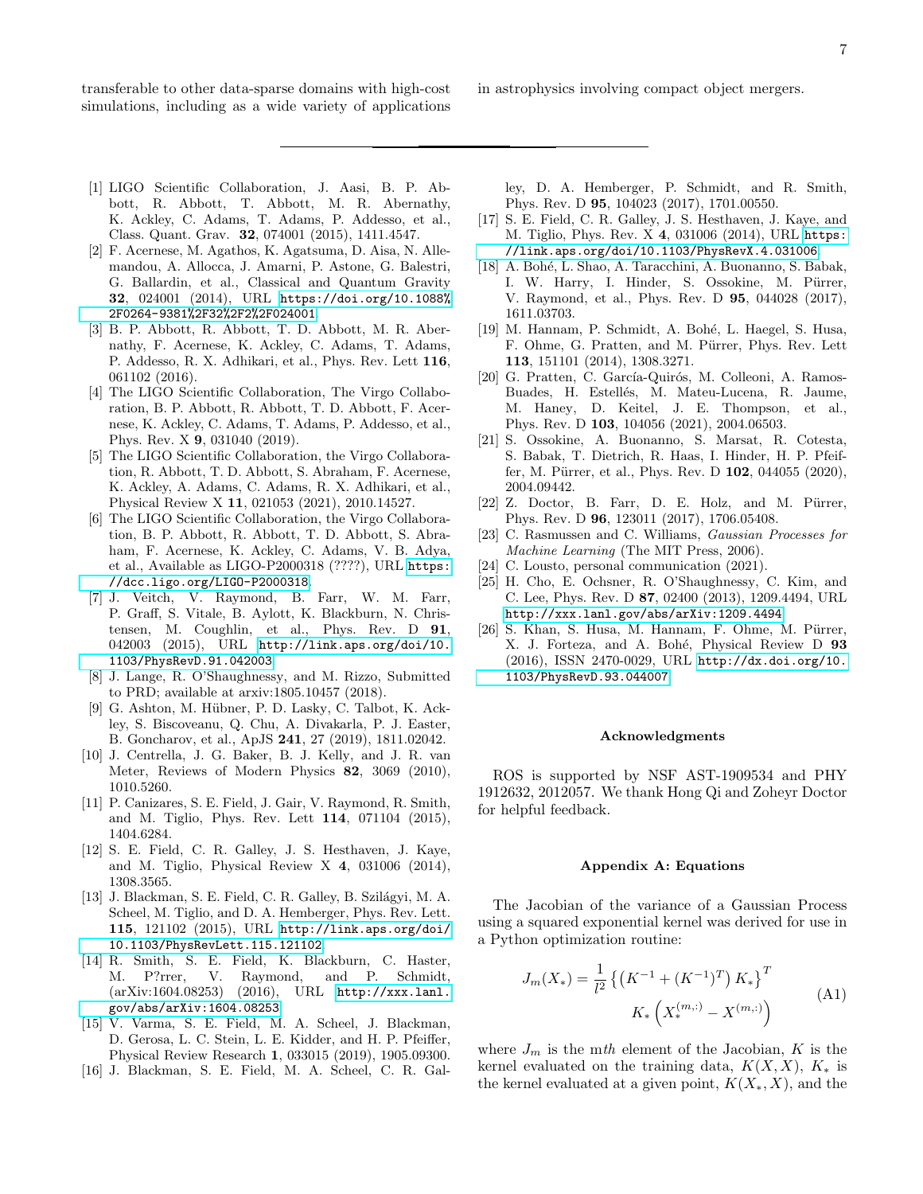transferable to other data-sparse domains with high-cost simulations, including as a wide variety of applications in astrophysics involving compact object mergers.

---

[1] LIGO Scientific Collaboration, J. Aasi, B. P. Abbott, R. Abbott, T. Abbott, M. R. Abernathy, K. Ackley, C. Adams, T. Adams, P. Addesso, et al., Class. Quant. Grav. **32**, 074001 (2015), 1411.4547.

[2] F. Acernese, M. Agathos, K. Agatsuma, D. Aisa, N. Allemandou, A. Allocca, J. Amarni, P. Astone, G. Balestri, G. Ballardin, et al., Classical and Quantum Gravity **32**, 024001 (2014), URL https://doi.org/10.1088%2F0264-9381%2F32%2F2%2F024001.

[3] B. P. Abbott, R. Abbott, T. D. Abbott, M. R. Abernathy, F. Acernese, K. Ackley, C. Adams, T. Adams, P. Addesso, R. X. Adhikari, et al., Phys. Rev. Lett **116**, 061102 (2016).

[4] The LIGO Scientific Collaboration, The Virgo Collaboration, B. P. Abbott, R. Abbott, T. D. Abbott, F. Acernese, K. Ackley, C. Adams, T. Adams, P. Addesso, et al., Phys. Rev. X **9**, 031040 (2019).

[5] The LIGO Scientific Collaboration, the Virgo Collaboration, R. Abbott, T. D. Abbott, S. Abraham, F. Acernese, K. Ackley, A. Adams, C. Adams, R. X. Adhikari, et al., Physical Review X **11**, 021053 (2021), 2010.14527.

[6] The LIGO Scientific Collaboration, the Virgo Collaboration, B. P. Abbott, R. Abbott, T. D. Abbott, S. Abraham, F. Acernese, K. Ackley, C. Adams, V. B. Adya, et al., Available as LIGO-P2000318 (????), URL https://dcc.ligo.org/LIGO-P2000318.

[7] J. Veitch, V. Raymond, B. Farr, W. M. Farr, P. Graff, S. Vitale, B. Aylott, K. Blackburn, N. Christensen, M. Coughlin, et al., Phys. Rev. D **91**, 042003 (2015), URL http://link.aps.org/doi/10.1103/PhysRevD.91.042003.

[8] J. Lange, R. O'Shaughnessy, and M. Rizzo, Submitted to PRD; available at arxiv:1805.10457 (2018).

[9] G. Ashton, M. Hübner, P. D. Lasky, C. Talbot, K. Ackley, S. Biscoveanu, Q. Chu, A. Divakarla, P. J. Easter, B. Goncharov, et al., ApJS **241**, 27 (2019), 1811.02042.

[10] J. Centrella, J. G. Baker, B. J. Kelly, and J. R. van Meter, Reviews of Modern Physics **82**, 3069 (2010), 1010.5260.

[11] P. Canizares, S. E. Field, J. Gair, V. Raymond, R. Smith, and M. Tiglio, Phys. Rev. Lett **114**, 071104 (2015), 1404.6284.

[12] S. E. Field, C. R. Galley, J. S. Hesthaven, J. Kaye, and M. Tiglio, Physical Review X **4**, 031006 (2014), 1308.3565.

[13] J. Blackman, S. E. Field, C. R. Galley, B. Szilágyi, M. A. Scheel, M. Tiglio, and D. A. Hemberger, Phys. Rev. Lett. **115**, 121102 (2015), URL http://link.aps.org/doi/10.1103/PhysRevLett.115.121102.

[14] R. Smith, S. E. Field, K. Blackburn, C. Haster, M. P?rrer, V. Raymond, and P. Schmidt, (arXiv:1604.08253) (2016), URL http://xxx.lanl.gov/abs/arXiv:1604.08253.

[15] V. Varma, S. E. Field, M. A. Scheel, J. Blackman, D. Gerosa, L. C. Stein, L. E. Kidder, and H. P. Pfeiffer, Physical Review Research **1**, 033015 (2019), 1905.09300.

[16] J. Blackman, S. E. Field, M. A. Scheel, C. R. Galley, D. A. Hemberger, P. Schmidt, and R. Smith, Phys. Rev. D **95**, 104023 (2017), 1701.00550.

[17] S. E. Field, C. R. Galley, J. S. Hesthaven, J. Kaye, and M. Tiglio, Phys. Rev. X **4**, 031006 (2014), URL https://link.aps.org/doi/10.1103/PhysRevX.4.031006.

[18] A. Bohé, L. Shao, A. Taracchini, A. Buonanno, S. Babak, I. W. Harry, I. Hinder, S. Ossokine, M. Pürrer, V. Raymond, et al., Phys. Rev. D **95**, 044028 (2017), 1611.03703.

[19] M. Hannam, P. Schmidt, A. Bohé, L. Haegel, S. Husa, F. Ohme, G. Pratten, and M. Pürrer, Phys. Rev. Lett **113**, 151101 (2014), 1308.3271.

[20] G. Pratten, C. García-Quirós, M. Colleoni, A. Ramos-Buades, H. Estellés, M. Mateu-Lucena, R. Jaume, M. Haney, D. Keitel, J. E. Thompson, et al., Phys. Rev. D **103**, 104056 (2021), 2004.06503.

[21] S. Ossokine, A. Buonanno, S. Marsat, R. Cotesta, S. Babak, T. Dietrich, R. Haas, I. Hinder, H. P. Pfeiffer, M. Pürrer, et al., Phys. Rev. D **102**, 044055 (2020), 2004.09442.

[22] Z. Doctor, B. Farr, D. E. Holz, and M. Pürrer, Phys. Rev. D **96**, 123011 (2017), 1706.05408.

[23] C. Rasmussen and C. Williams, *Gaussian Processes for Machine Learning* (The MIT Press, 2006).

[24] C. Lousto, personal communication (2021).

[25] H. Cho, E. Ochsner, R. O'Shaughnessy, C. Kim, and C. Lee, Phys. Rev. D **87**, 02400 (2013), 1209.4494, URL http://xxx.lanl.gov/abs/arXiv:1209.4494.

[26] S. Khan, S. Husa, M. Hannam, F. Ohme, M. Pürrer, X. J. Forteza, and A. Bohé, Physical Review D **93** (2016), ISSN 2470-0029, URL http://dx.doi.org/10.1103/PhysRevD.93.044007.

### Acknowledgments

ROS is supported by NSF AST-1909534 and PHY 1912632, 2012057. We thank Hong Qi and Zoheyr Doctor for helpful feedback.

### Appendix A: Equations

The Jacobian of the variance of a Gaussian Process using a squared exponential kernel was derived for use in a Python optimization routine:

$$J_m(X_*) = \frac{1}{l^2}\left\{\left(K^{-1} + (K^{-1})^T\right) K_*\right\}^T K_* \left(X_*^{(m,:)} - X^{(m,:)}\right) \tag{A1}$$

where $J_m$ is the m*th* element of the Jacobian, $K$ is the kernel evaluated on the training data, $K(X, X)$, $K_*$ is the kernel evaluated at a given point, $K(X_*, X)$, and the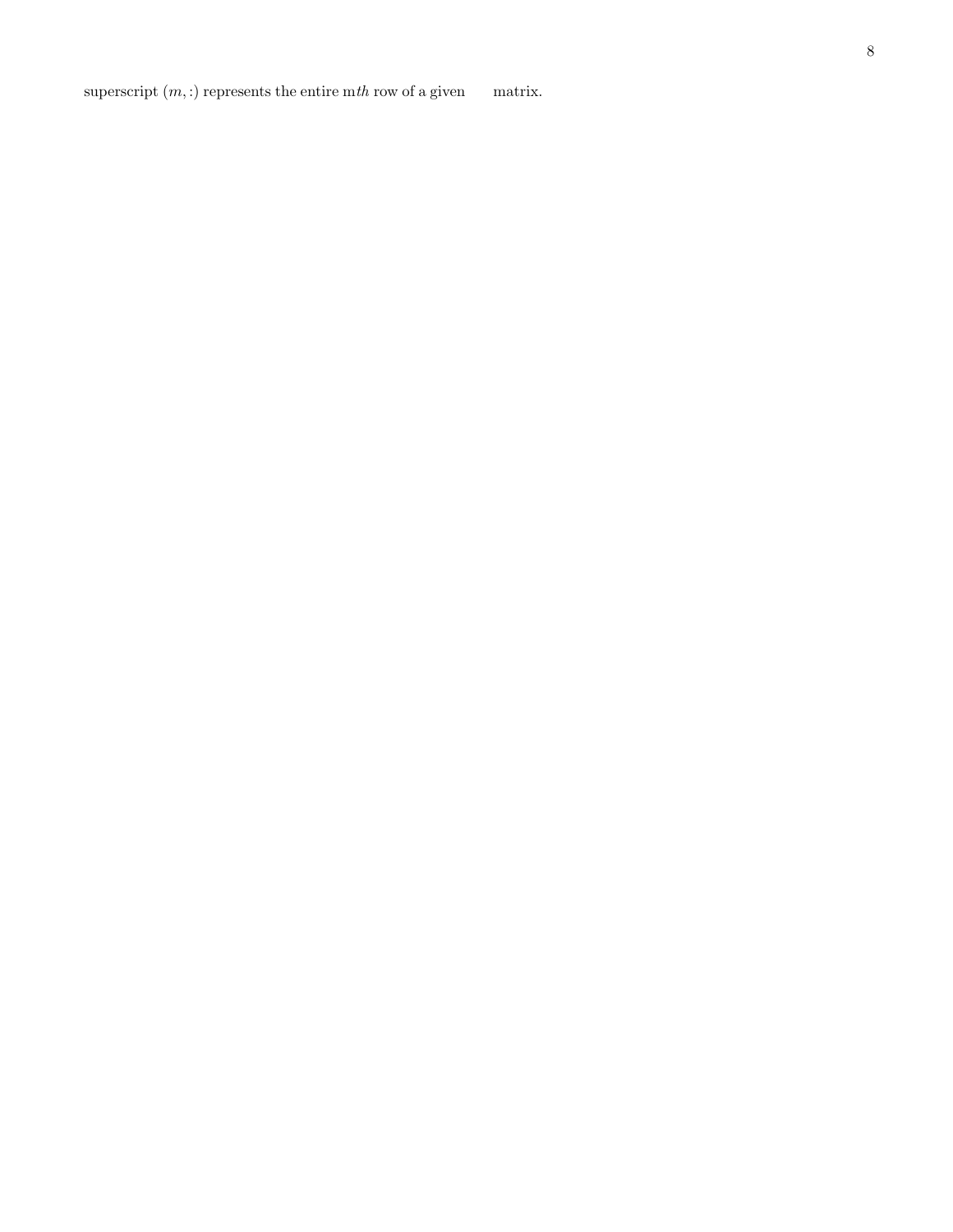superscript $(m, :)$ represents the entire m$th$ row of a given matrix.